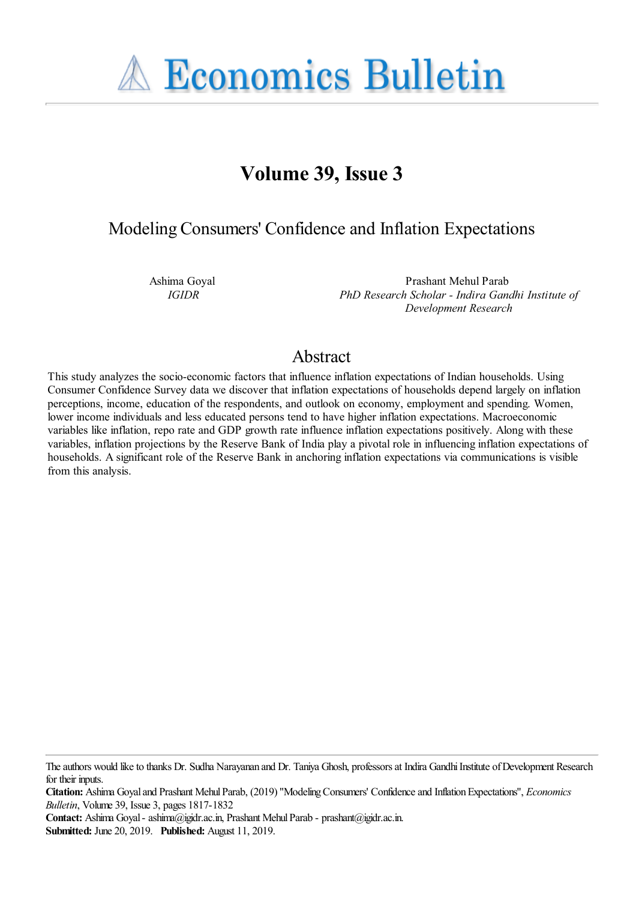# Economics Bulletin

## Volume 39, Issue 3

## Modeling Consumers' Confidence and Inflation Expectations

Ashima Goyal
*IGIDR*

Prashant Mehul Parab
*PhD Research Scholar - Indira Gandhi Institute of Development Research*

## Abstract

This study analyzes the socio-economic factors that influence inflation expectations of Indian households. Using Consumer Confidence Survey data we discover that inflation expectations of households depend largely on inflation perceptions, income, education of the respondents, and outlook on economy, employment and spending. Women, lower income individuals and less educated persons tend to have higher inflation expectations. Macroeconomic variables like inflation, repo rate and GDP growth rate influence inflation expectations positively. Along with these variables, inflation projections by the Reserve Bank of India play a pivotal role in influencing inflation expectations of households. A significant role of the Reserve Bank in anchoring inflation expectations via communications is visible from this analysis.

The authors would like to thanks Dr. Sudha Narayanan and Dr. Taniya Ghosh, professors at Indira Gandhi Institute of Development Research for their inputs.

**Citation:** Ashima Goyal and Prashant Mehul Parab, (2019) "Modeling Consumers' Confidence and Inflation Expectations", *Economics Bulletin*, Volume 39, Issue 3, pages 1817-1832

**Contact:** Ashima Goyal - ashima@igidr.ac.in, Prashant Mehul Parab - prashant@igidr.ac.in.

**Submitted:** June 20, 2019. **Published:** August 11, 2019.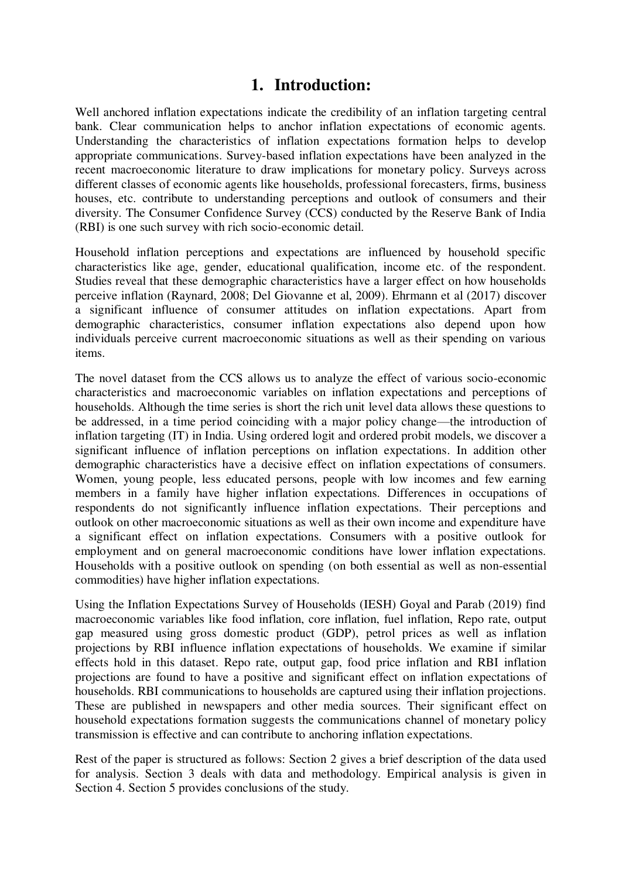# 1. Introduction:

Well anchored inflation expectations indicate the credibility of an inflation targeting central bank. Clear communication helps to anchor inflation expectations of economic agents. Understanding the characteristics of inflation expectations formation helps to develop appropriate communications. Survey-based inflation expectations have been analyzed in the recent macroeconomic literature to draw implications for monetary policy. Surveys across different classes of economic agents like households, professional forecasters, firms, business houses, etc. contribute to understanding perceptions and outlook of consumers and their diversity. The Consumer Confidence Survey (CCS) conducted by the Reserve Bank of India (RBI) is one such survey with rich socio-economic detail.

Household inflation perceptions and expectations are influenced by household specific characteristics like age, gender, educational qualification, income etc. of the respondent. Studies reveal that these demographic characteristics have a larger effect on how households perceive inflation (Raynard, 2008; Del Giovanne et al, 2009). Ehrmann et al (2017) discover a significant influence of consumer attitudes on inflation expectations. Apart from demographic characteristics, consumer inflation expectations also depend upon how individuals perceive current macroeconomic situations as well as their spending on various items.

The novel dataset from the CCS allows us to analyze the effect of various socio-economic characteristics and macroeconomic variables on inflation expectations and perceptions of households. Although the time series is short the rich unit level data allows these questions to be addressed, in a time period coinciding with a major policy change—the introduction of inflation targeting (IT) in India. Using ordered logit and ordered probit models, we discover a significant influence of inflation perceptions on inflation expectations. In addition other demographic characteristics have a decisive effect on inflation expectations of consumers. Women, young people, less educated persons, people with low incomes and few earning members in a family have higher inflation expectations. Differences in occupations of respondents do not significantly influence inflation expectations. Their perceptions and outlook on other macroeconomic situations as well as their own income and expenditure have a significant effect on inflation expectations. Consumers with a positive outlook for employment and on general macroeconomic conditions have lower inflation expectations. Households with a positive outlook on spending (on both essential as well as non-essential commodities) have higher inflation expectations.

Using the Inflation Expectations Survey of Households (IESH) Goyal and Parab (2019) find macroeconomic variables like food inflation, core inflation, fuel inflation, Repo rate, output gap measured using gross domestic product (GDP), petrol prices as well as inflation projections by RBI influence inflation expectations of households. We examine if similar effects hold in this dataset. Repo rate, output gap, food price inflation and RBI inflation projections are found to have a positive and significant effect on inflation expectations of households. RBI communications to households are captured using their inflation projections. These are published in newspapers and other media sources. Their significant effect on household expectations formation suggests the communications channel of monetary policy transmission is effective and can contribute to anchoring inflation expectations.

Rest of the paper is structured as follows: Section 2 gives a brief description of the data used for analysis. Section 3 deals with data and methodology. Empirical analysis is given in Section 4. Section 5 provides conclusions of the study.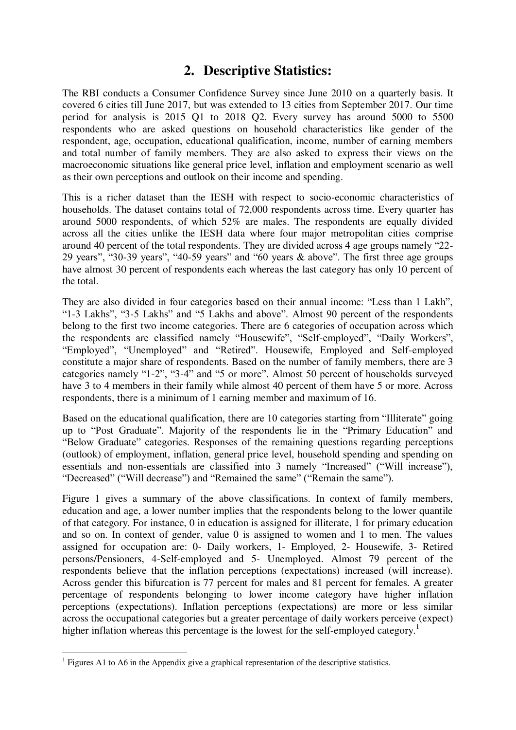## 2. Descriptive Statistics:

The RBI conducts a Consumer Confidence Survey since June 2010 on a quarterly basis. It covered 6 cities till June 2017, but was extended to 13 cities from September 2017. Our time period for analysis is 2015 Q1 to 2018 Q2. Every survey has around 5000 to 5500 respondents who are asked questions on household characteristics like gender of the respondent, age, occupation, educational qualification, income, number of earning members and total number of family members. They are also asked to express their views on the macroeconomic situations like general price level, inflation and employment scenario as well as their own perceptions and outlook on their income and spending.

This is a richer dataset than the IESH with respect to socio-economic characteristics of households. The dataset contains total of 72,000 respondents across time. Every quarter has around 5000 respondents, of which 52% are males. The respondents are equally divided across all the cities unlike the IESH data where four major metropolitan cities comprise around 40 percent of the total respondents. They are divided across 4 age groups namely "22-29 years", "30-39 years", "40-59 years" and "60 years & above". The first three age groups have almost 30 percent of respondents each whereas the last category has only 10 percent of the total.

They are also divided in four categories based on their annual income: "Less than 1 Lakh", "1-3 Lakhs", "3-5 Lakhs" and "5 Lakhs and above". Almost 90 percent of the respondents belong to the first two income categories. There are 6 categories of occupation across which the respondents are classified namely "Housewife", "Self-employed", "Daily Workers", "Employed", "Unemployed" and "Retired". Housewife, Employed and Self-employed constitute a major share of respondents. Based on the number of family members, there are 3 categories namely "1-2", "3-4" and "5 or more". Almost 50 percent of households surveyed have 3 to 4 members in their family while almost 40 percent of them have 5 or more. Across respondents, there is a minimum of 1 earning member and maximum of 16.

Based on the educational qualification, there are 10 categories starting from "Illiterate" going up to "Post Graduate". Majority of the respondents lie in the "Primary Education" and "Below Graduate" categories. Responses of the remaining questions regarding perceptions (outlook) of employment, inflation, general price level, household spending and spending on essentials and non-essentials are classified into 3 namely "Increased" ("Will increase"), "Decreased" ("Will decrease") and "Remained the same" ("Remain the same").

Figure 1 gives a summary of the above classifications. In context of family members, education and age, a lower number implies that the respondents belong to the lower quantile of that category. For instance, 0 in education is assigned for illiterate, 1 for primary education and so on. In context of gender, value 0 is assigned to women and 1 to men. The values assigned for occupation are: 0- Daily workers, 1- Employed, 2- Housewife, 3- Retired persons/Pensioners, 4-Self-employed and 5- Unemployed. Almost 79 percent of the respondents believe that the inflation perceptions (expectations) increased (will increase). Across gender this bifurcation is 77 percent for males and 81 percent for females. A greater percentage of respondents belonging to lower income category have higher inflation perceptions (expectations). Inflation perceptions (expectations) are more or less similar across the occupational categories but a greater percentage of daily workers perceive (expect) higher inflation whereas this percentage is the lowest for the self-employed category.[1]

[1] Figures A1 to A6 in the Appendix give a graphical representation of the descriptive statistics.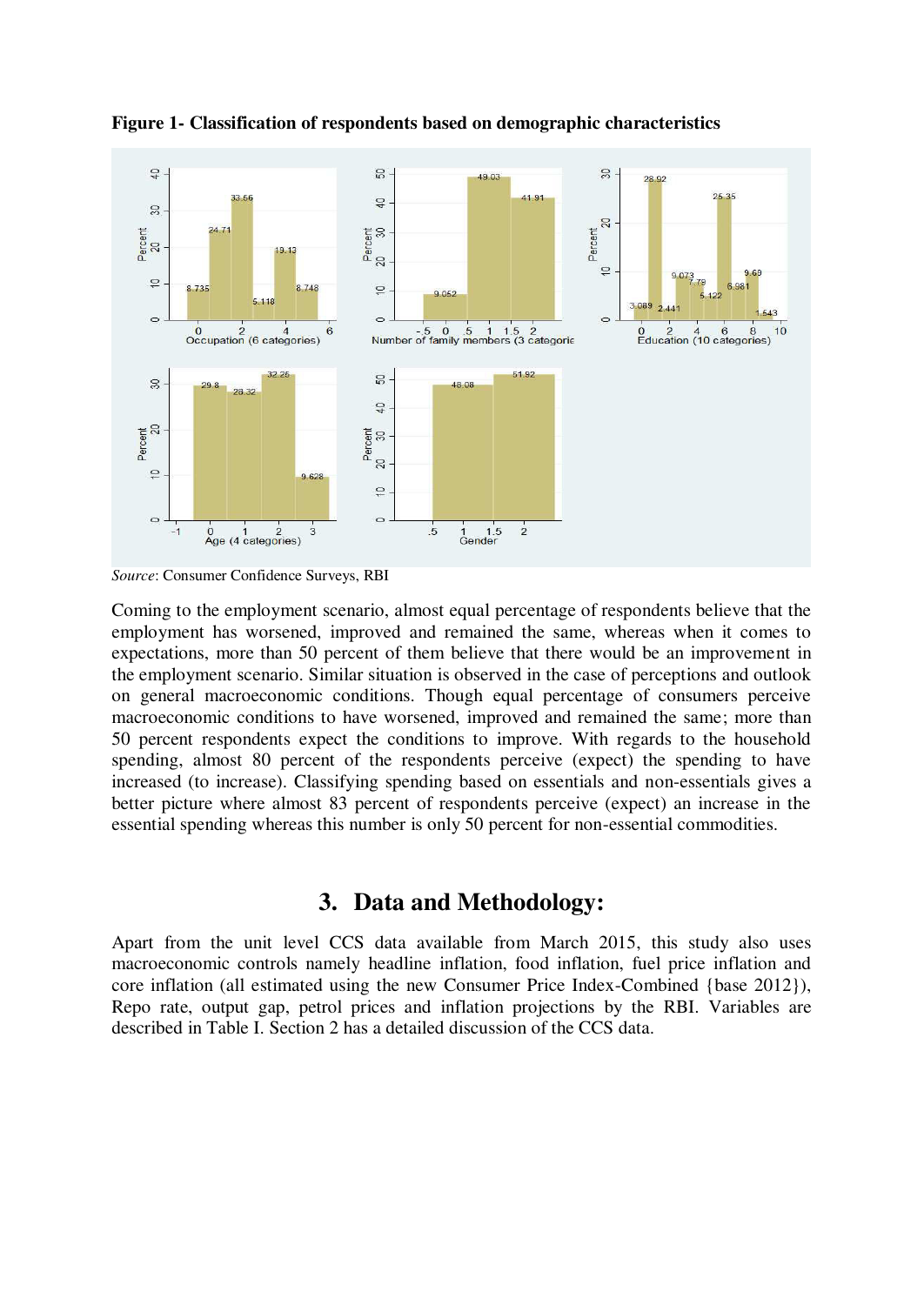**Figure 1- Classification of respondents based on demographic characteristics**

*Source*: Consumer Confidence Surveys, RBI

Coming to the employment scenario, almost equal percentage of respondents believe that the employment has worsened, improved and remained the same, whereas when it comes to expectations, more than 50 percent of them believe that there would be an improvement in the employment scenario. Similar situation is observed in the case of perceptions and outlook on general macroeconomic conditions. Though equal percentage of consumers perceive macroeconomic conditions to have worsened, improved and remained the same; more than 50 percent respondents expect the conditions to improve. With regards to the household spending, almost 80 percent of the respondents perceive (expect) the spending to have increased (to increase). Classifying spending based on essentials and non-essentials gives a better picture where almost 83 percent of respondents perceive (expect) an increase in the essential spending whereas this number is only 50 percent for non-essential commodities.

## 3. Data and Methodology:

Apart from the unit level CCS data available from March 2015, this study also uses macroeconomic controls namely headline inflation, food inflation, fuel price inflation and core inflation (all estimated using the new Consumer Price Index-Combined {base 2012}), Repo rate, output gap, petrol prices and inflation projections by the RBI. Variables are described in Table I. Section 2 has a detailed discussion of the CCS data.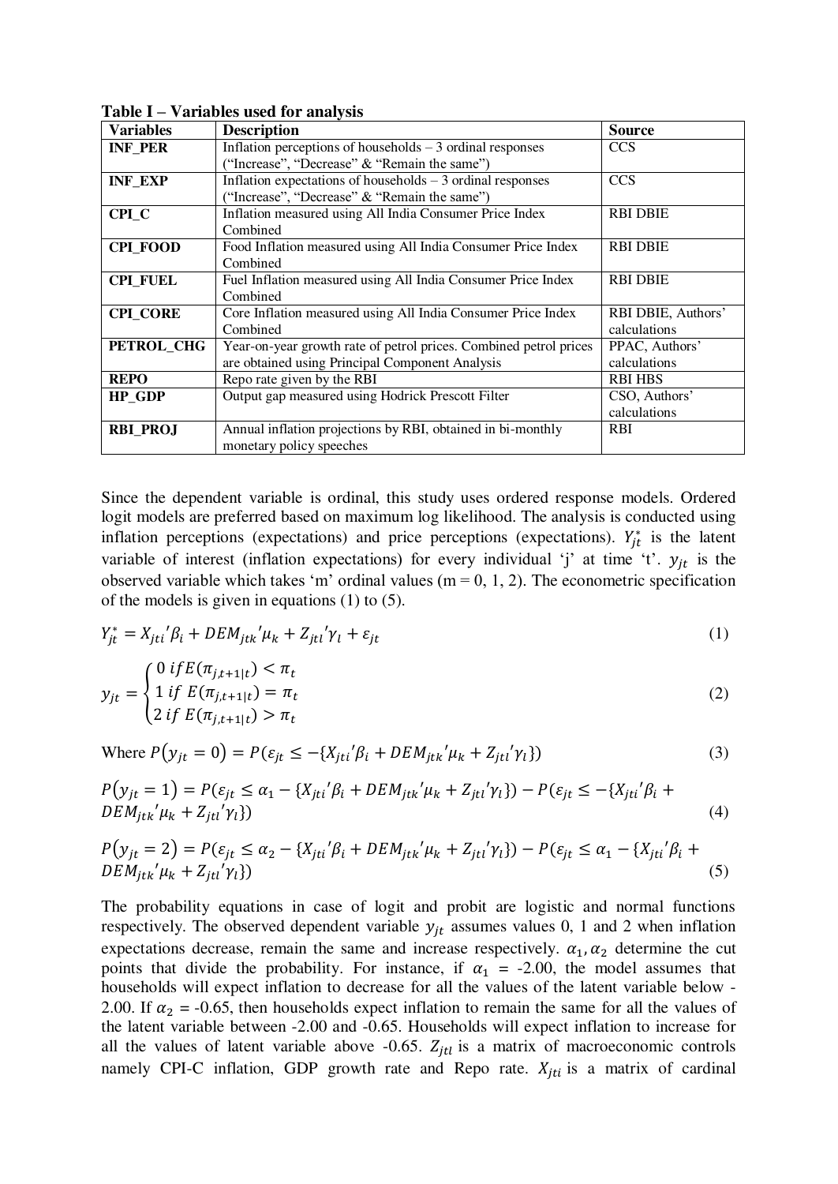**Table I – Variables used for analysis**

| Variables | Description | Source |
|---|---|---|
| **INF_PER** | Inflation perceptions of households – 3 ordinal responses ("Increase", "Decrease" & "Remain the same") | CCS |
| **INF_EXP** | Inflation expectations of households – 3 ordinal responses ("Increase", "Decrease" & "Remain the same") | CCS |
| **CPI_C** | Inflation measured using All India Consumer Price Index Combined | RBI DBIE |
| **CPI_FOOD** | Food Inflation measured using All India Consumer Price Index Combined | RBI DBIE |
| **CPI_FUEL** | Fuel Inflation measured using All India Consumer Price Index Combined | RBI DBIE |
| **CPI_CORE** | Core Inflation measured using All India Consumer Price Index Combined | RBI DBIE, Authors' calculations |
| **PETROL_CHG** | Year-on-year growth rate of petrol prices. Combined petrol prices are obtained using Principal Component Analysis | PPAC, Authors' calculations |
| **REPO** | Repo rate given by the RBI | RBI HBS |
| **HP_GDP** | Output gap measured using Hodrick Prescott Filter | CSO, Authors' calculations |
| **RBI_PROJ** | Annual inflation projections by RBI, obtained in bi-monthly monetary policy speeches | RBI |

Since the dependent variable is ordinal, this study uses ordered response models. Ordered logit models are preferred based on maximum log likelihood. The analysis is conducted using inflation perceptions (expectations) and price perceptions (expectations). $Y_{jt}^*$ is the latent variable of interest (inflation expectations) for every individual 'j' at time 't'. $y_{jt}$ is the observed variable which takes 'm' ordinal values (m = 0, 1, 2). The econometric specification of the models is given in equations (1) to (5).

$$Y_{jt}^* = X_{jti}'\beta_i + DEM_{jtk}'\mu_k + Z_{jtl}'\gamma_l + \varepsilon_{jt} \tag{1}$$

$$y_{jt} = \begin{cases} 0 \; if E(\pi_{j,t+1|t}) < \pi_t \\ 1 \; if \; E(\pi_{j,t+1|t}) = \pi_t \\ 2 \; if \; E(\pi_{j,t+1|t}) > \pi_t \end{cases} \tag{2}$$

Where $P(y_{jt} = 0) = P(\varepsilon_{jt} \leq -\{X_{jti}'\beta_i + DEM_{jtk}'\mu_k + Z_{jtl}'\gamma_l\})$ (3)

$$P(y_{jt} = 1) = P(\varepsilon_{jt} \leq \alpha_1 - \{X_{jti}'\beta_i + DEM_{jtk}'\mu_k + Z_{jtl}'\gamma_l\}) - P(\varepsilon_{jt} \leq -\{X_{jti}'\beta_i + DEM_{jtk}'\mu_k + Z_{jtl}'\gamma_l\}) \tag{4}$$

$$P(y_{jt} = 2) = P(\varepsilon_{jt} \leq \alpha_2 - \{X_{jti}'\beta_i + DEM_{jtk}'\mu_k + Z_{jtl}'\gamma_l\}) - P(\varepsilon_{jt} \leq \alpha_1 - \{X_{jti}'\beta_i + DEM_{jtk}'\mu_k + Z_{jtl}'\gamma_l\}) \tag{5}$$

The probability equations in case of logit and probit are logistic and normal functions respectively. The observed dependent variable $y_{jt}$ assumes values 0, 1 and 2 when inflation expectations decrease, remain the same and increase respectively. $\alpha_1, \alpha_2$ determine the cut points that divide the probability. For instance, if $\alpha_1$ = -2.00, the model assumes that households will expect inflation to decrease for all the values of the latent variable below -2.00. If $\alpha_2$ = -0.65, then households expect inflation to remain the same for all the values of the latent variable between -2.00 and -0.65. Households will expect inflation to increase for all the values of latent variable above -0.65. $Z_{jtl}$ is a matrix of macroeconomic controls namely CPI-C inflation, GDP growth rate and Repo rate. $X_{jti}$ is a matrix of cardinal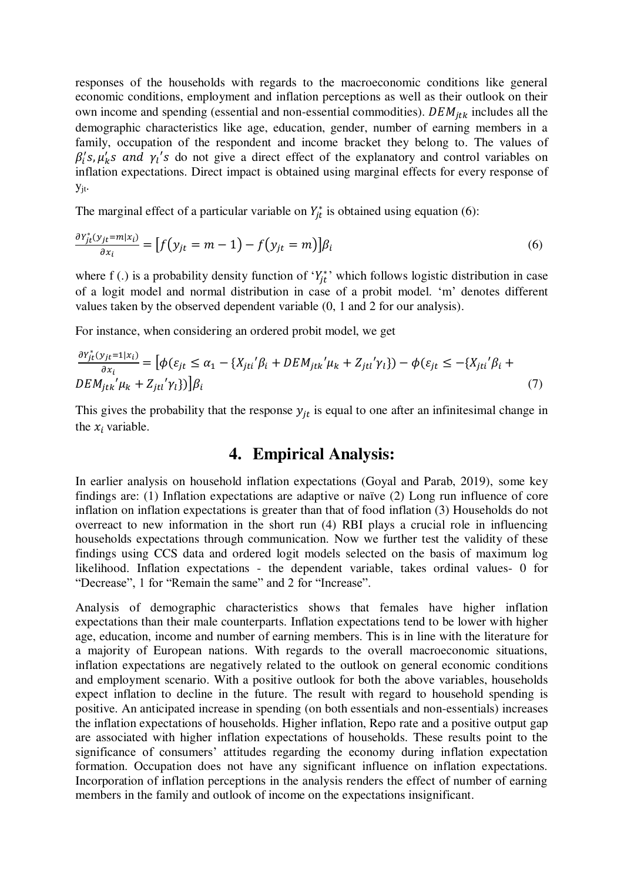responses of the households with regards to the macroeconomic conditions like general economic conditions, employment and inflation perceptions as well as their outlook on their own income and spending (essential and non-essential commodities). $DEM_{jtk}$ includes all the demographic characteristics like age, education, gender, number of earning members in a family, occupation of the respondent and income bracket they belong to. The values of $\beta_i's, \mu_k's$ *and* $\gamma_l's$ do not give a direct effect of the explanatory and control variables on inflation expectations. Direct impact is obtained using marginal effects for every response of $y_{jt}$.

The marginal effect of a particular variable on $Y_{jt}^*$ is obtained using equation (6):

$$\frac{\partial Y_{jt}^*(y_{jt}=m|x_i)}{\partial x_i} = \left[f(y_{jt} = m-1) - f(y_{jt} = m)\right]\beta_i \tag{6}$$

where f (.) is a probability density function of '$Y_{jt}^*$' which follows logistic distribution in case of a logit model and normal distribution in case of a probit model. 'm' denotes different values taken by the observed dependent variable (0, 1 and 2 for our analysis).

For instance, when considering an ordered probit model, we get

$$\frac{\partial Y_{jt}^*(y_{jt}=1|x_i)}{\partial x_i} = \left[\phi(\varepsilon_{jt} \leq \alpha_1 - \{X_{jti}'\beta_i + DEM_{jtk}'\mu_k + Z_{jtl}'\gamma_l\}) - \phi(\varepsilon_{jt} \leq -\{X_{jti}'\beta_i + DEM_{jtk}'\mu_k + Z_{jtl}'\gamma_l\})\right]\beta_i \tag{7}$$

This gives the probability that the response $y_{jt}$ is equal to one after an infinitesimal change in the $x_i$ variable.

# 4. Empirical Analysis:

In earlier analysis on household inflation expectations (Goyal and Parab, 2019), some key findings are: (1) Inflation expectations are adaptive or naïve (2) Long run influence of core inflation on inflation expectations is greater than that of food inflation (3) Households do not overreact to new information in the short run (4) RBI plays a crucial role in influencing households expectations through communication. Now we further test the validity of these findings using CCS data and ordered logit models selected on the basis of maximum log likelihood. Inflation expectations - the dependent variable, takes ordinal values- 0 for "Decrease", 1 for "Remain the same" and 2 for "Increase".

Analysis of demographic characteristics shows that females have higher inflation expectations than their male counterparts. Inflation expectations tend to be lower with higher age, education, income and number of earning members. This is in line with the literature for a majority of European nations. With regards to the overall macroeconomic situations, inflation expectations are negatively related to the outlook on general economic conditions and employment scenario. With a positive outlook for both the above variables, households expect inflation to decline in the future. The result with regard to household spending is positive. An anticipated increase in spending (on both essentials and non-essentials) increases the inflation expectations of households. Higher inflation, Repo rate and a positive output gap are associated with higher inflation expectations of households. These results point to the significance of consumers' attitudes regarding the economy during inflation expectation formation. Occupation does not have any significant influence on inflation expectations. Incorporation of inflation perceptions in the analysis renders the effect of number of earning members in the family and outlook of income on the expectations insignificant.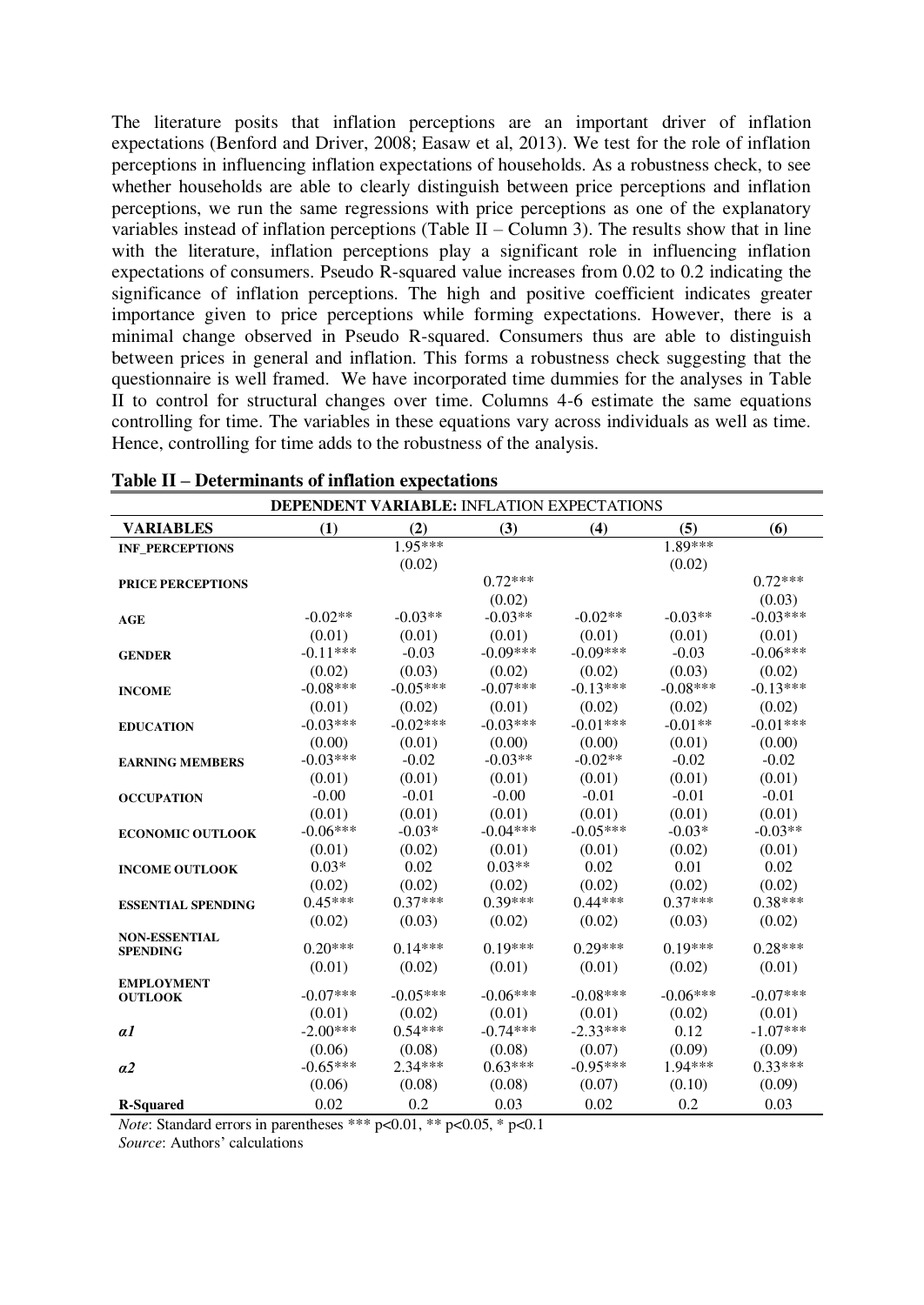The literature posits that inflation perceptions are an important driver of inflation expectations (Benford and Driver, 2008; Easaw et al, 2013). We test for the role of inflation perceptions in influencing inflation expectations of households. As a robustness check, to see whether households are able to clearly distinguish between price perceptions and inflation perceptions, we run the same regressions with price perceptions as one of the explanatory variables instead of inflation perceptions (Table II – Column 3). The results show that in line with the literature, inflation perceptions play a significant role in influencing inflation expectations of consumers. Pseudo R-squared value increases from 0.02 to 0.2 indicating the significance of inflation perceptions. The high and positive coefficient indicates greater importance given to price perceptions while forming expectations. However, there is a minimal change observed in Pseudo R-squared. Consumers thus are able to distinguish between prices in general and inflation. This forms a robustness check suggesting that the questionnaire is well framed. We have incorporated time dummies for the analyses in Table II to control for structural changes over time. Columns 4-6 estimate the same equations controlling for time. The variables in these equations vary across individuals as well as time. Hence, controlling for time adds to the robustness of the analysis.

**Table II – Determinants of inflation expectations**

| **DEPENDENT VARIABLE:** INFLATION EXPECTATIONS | | | | | | |
|---|---|---|---|---|---|---|
| **VARIABLES** | **(1)** | **(2)** | **(3)** | **(4)** | **(5)** | **(6)** |
| **INF_PERCEPTIONS** | | 1.95*** | | | 1.89*** | |
| | | (0.02) | | | (0.02) | |
| **PRICE PERCEPTIONS** | | | 0.72*** | | | 0.72*** |
| | | | (0.02) | | | (0.03) |
| **AGE** | -0.02** | -0.03** | -0.03** | -0.02** | -0.03** | -0.03*** |
| | (0.01) | (0.01) | (0.01) | (0.01) | (0.01) | (0.01) |
| **GENDER** | -0.11*** | -0.03 | -0.09*** | -0.09*** | -0.03 | -0.06*** |
| | (0.02) | (0.03) | (0.02) | (0.02) | (0.03) | (0.02) |
| **INCOME** | -0.08*** | -0.05*** | -0.07*** | -0.13*** | -0.08*** | -0.13*** |
| | (0.01) | (0.02) | (0.01) | (0.02) | (0.02) | (0.02) |
| **EDUCATION** | -0.03*** | -0.02*** | -0.03*** | -0.01*** | -0.01** | -0.01*** |
| | (0.00) | (0.01) | (0.00) | (0.00) | (0.01) | (0.00) |
| **EARNING MEMBERS** | -0.03*** | -0.02 | -0.03** | -0.02** | -0.02 | -0.02 |
| | (0.01) | (0.01) | (0.01) | (0.01) | (0.01) | (0.01) |
| **OCCUPATION** | -0.00 | -0.01 | -0.00 | -0.01 | -0.01 | -0.01 |
| | (0.01) | (0.01) | (0.01) | (0.01) | (0.01) | (0.01) |
| **ECONOMIC OUTLOOK** | -0.06*** | -0.03* | -0.04*** | -0.05*** | -0.03* | -0.03** |
| | (0.01) | (0.02) | (0.01) | (0.01) | (0.02) | (0.01) |
| **INCOME OUTLOOK** | 0.03* | 0.02 | 0.03** | 0.02 | 0.01 | 0.02 |
| | (0.02) | (0.02) | (0.02) | (0.02) | (0.02) | (0.02) |
| **ESSENTIAL SPENDING** | 0.45*** | 0.37*** | 0.39*** | 0.44*** | 0.37*** | 0.38*** |
| | (0.02) | (0.03) | (0.02) | (0.02) | (0.03) | (0.02) |
| **NON-ESSENTIAL SPENDING** | 0.20*** | 0.14*** | 0.19*** | 0.29*** | 0.19*** | 0.28*** |
| | (0.01) | (0.02) | (0.01) | (0.01) | (0.02) | (0.01) |
| **EMPLOYMENT OUTLOOK** | -0.07*** | -0.05*** | -0.06*** | -0.08*** | -0.06*** | -0.07*** |
| | (0.01) | (0.02) | (0.01) | (0.01) | (0.02) | (0.01) |
| $\alpha 1$ | -2.00*** | 0.54*** | -0.74*** | -2.33*** | 0.12 | -1.07*** |
| | (0.06) | (0.08) | (0.08) | (0.07) | (0.09) | (0.09) |
| $\alpha 2$ | -0.65*** | 2.34*** | 0.63*** | -0.95*** | 1.94*** | 0.33*** |
| | (0.06) | (0.08) | (0.08) | (0.07) | (0.10) | (0.09) |
| **R-Squared** | 0.02 | 0.2 | 0.03 | 0.02 | 0.2 | 0.03 |

*Note*: Standard errors in parentheses *** p<0.01, ** p<0.05, * p<0.1

*Source*: Authors' calculations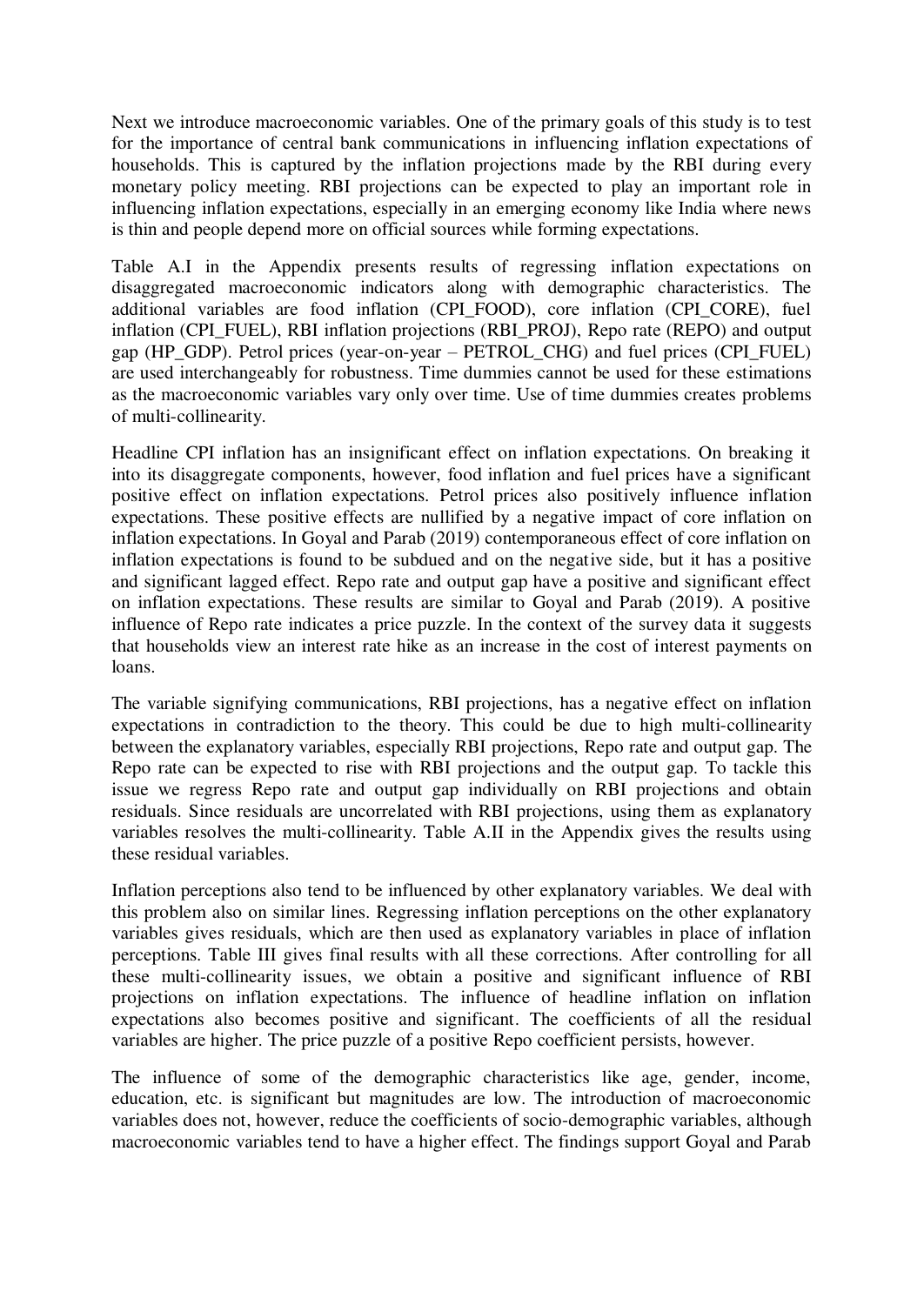Next we introduce macroeconomic variables. One of the primary goals of this study is to test for the importance of central bank communications in influencing inflation expectations of households. This is captured by the inflation projections made by the RBI during every monetary policy meeting. RBI projections can be expected to play an important role in influencing inflation expectations, especially in an emerging economy like India where news is thin and people depend more on official sources while forming expectations.

Table A.I in the Appendix presents results of regressing inflation expectations on disaggregated macroeconomic indicators along with demographic characteristics. The additional variables are food inflation (CPI_FOOD), core inflation (CPI_CORE), fuel inflation (CPI_FUEL), RBI inflation projections (RBI_PROJ), Repo rate (REPO) and output gap (HP_GDP). Petrol prices (year-on-year – PETROL_CHG) and fuel prices (CPI_FUEL) are used interchangeably for robustness. Time dummies cannot be used for these estimations as the macroeconomic variables vary only over time. Use of time dummies creates problems of multi-collinearity.

Headline CPI inflation has an insignificant effect on inflation expectations. On breaking it into its disaggregate components, however, food inflation and fuel prices have a significant positive effect on inflation expectations. Petrol prices also positively influence inflation expectations. These positive effects are nullified by a negative impact of core inflation on inflation expectations. In Goyal and Parab (2019) contemporaneous effect of core inflation on inflation expectations is found to be subdued and on the negative side, but it has a positive and significant lagged effect. Repo rate and output gap have a positive and significant effect on inflation expectations. These results are similar to Goyal and Parab (2019). A positive influence of Repo rate indicates a price puzzle. In the context of the survey data it suggests that households view an interest rate hike as an increase in the cost of interest payments on loans.

The variable signifying communications, RBI projections, has a negative effect on inflation expectations in contradiction to the theory. This could be due to high multi-collinearity between the explanatory variables, especially RBI projections, Repo rate and output gap. The Repo rate can be expected to rise with RBI projections and the output gap. To tackle this issue we regress Repo rate and output gap individually on RBI projections and obtain residuals. Since residuals are uncorrelated with RBI projections, using them as explanatory variables resolves the multi-collinearity. Table A.II in the Appendix gives the results using these residual variables.

Inflation perceptions also tend to be influenced by other explanatory variables. We deal with this problem also on similar lines. Regressing inflation perceptions on the other explanatory variables gives residuals, which are then used as explanatory variables in place of inflation perceptions. Table III gives final results with all these corrections. After controlling for all these multi-collinearity issues, we obtain a positive and significant influence of RBI projections on inflation expectations. The influence of headline inflation on inflation expectations also becomes positive and significant. The coefficients of all the residual variables are higher. The price puzzle of a positive Repo coefficient persists, however.

The influence of some of the demographic characteristics like age, gender, income, education, etc. is significant but magnitudes are low. The introduction of macroeconomic variables does not, however, reduce the coefficients of socio-demographic variables, although macroeconomic variables tend to have a higher effect. The findings support Goyal and Parab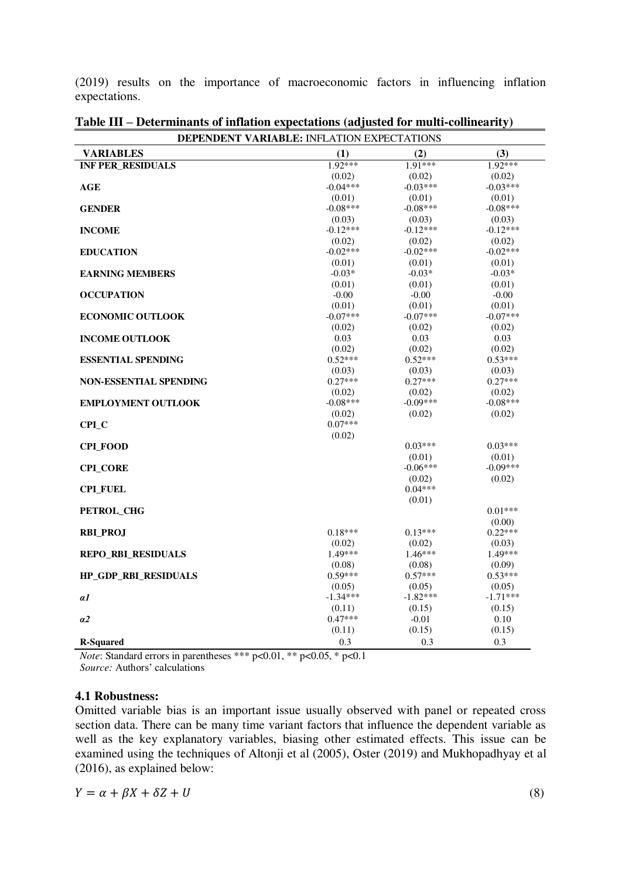(2019) results on the importance of macroeconomic factors in influencing inflation expectations.

**Table III – Determinants of inflation expectations (adjusted for multi-collinearity)**

| **DEPENDENT VARIABLE:** INFLATION EXPECTATIONS | | | |
|---|---|---|---|
| **VARIABLES** | **(1)** | **(2)** | **(3)** |
| **INF PER_RESIDUALS** | 1.92*** | 1.91*** | 1.92*** |
| | (0.02) | (0.02) | (0.02) |
| **AGE** | -0.04*** | -0.03*** | -0.03*** |
| | (0.01) | (0.01) | (0.01) |
| **GENDER** | -0.08*** | -0.08*** | -0.08*** |
| | (0.03) | (0.03) | (0.03) |
| **INCOME** | -0.12*** | -0.12*** | -0.12*** |
| | (0.02) | (0.02) | (0.02) |
| **EDUCATION** | -0.02*** | -0.02*** | -0.02*** |
| | (0.01) | (0.01) | (0.01) |
| **EARNING MEMBERS** | -0.03* | -0.03* | -0.03* |
| | (0.01) | (0.01) | (0.01) |
| **OCCUPATION** | -0.00 | -0.00 | -0.00 |
| | (0.01) | (0.01) | (0.01) |
| **ECONOMIC OUTLOOK** | -0.07*** | -0.07*** | -0.07*** |
| | (0.02) | (0.02) | (0.02) |
| **INCOME OUTLOOK** | 0.03 | 0.03 | 0.03 |
| | (0.02) | (0.02) | (0.02) |
| **ESSENTIAL SPENDING** | 0.52*** | 0.52*** | 0.53*** |
| | (0.03) | (0.03) | (0.03) |
| **NON-ESSENTIAL SPENDING** | 0.27*** | 0.27*** | 0.27*** |
| | (0.02) | (0.02) | (0.02) |
| **EMPLOYMENT OUTLOOK** | -0.08*** | -0.09*** | -0.08*** |
| | (0.02) | (0.02) | (0.02) |
| **CPI_C** | 0.07*** | | |
| | (0.02) | | |
| **CPI_FOOD** | | 0.03*** | 0.03*** |
| | | (0.01) | (0.01) |
| **CPI_CORE** | | -0.06*** | -0.09*** |
| | | (0.02) | (0.02) |
| **CPI_FUEL** | | 0.04*** | |
| | | (0.01) | |
| **PETROL_CHG** | | | 0.01*** |
| | | | (0.00) |
| **RBI_PROJ** | 0.18*** | 0.13*** | 0.22*** |
| | (0.02) | (0.02) | (0.03) |
| **REPO_RBI_RESIDUALS** | 1.49*** | 1.46*** | 1.49*** |
| | (0.08) | (0.08) | (0.09) |
| **HP_GDP_RBI_RESIDUALS** | 0.59*** | 0.57*** | 0.53*** |
| | (0.05) | (0.05) | (0.05) |
| ***α1*** | -1.34*** | -1.82*** | -1.71*** |
| | (0.11) | (0.15) | (0.15) |
| ***α2*** | 0.47*** | -0.01 | 0.10 |
| | (0.11) | (0.15) | (0.15) |
| **R-Squared** | 0.3 | 0.3 | 0.3 |

*Note*: Standard errors in parentheses *** p<0.01, ** p<0.05, * p<0.1
*Source:* Authors' calculations

### 4.1 Robustness:

Omitted variable bias is an important issue usually observed with panel or repeated cross section data. There can be many time variant factors that influence the dependent variable as well as the key explanatory variables, biasing other estimated effects. This issue can be examined using the techniques of Altonji et al (2005), Oster (2019) and Mukhopadhyay et al (2016), as explained below:

$$Y = \alpha + \beta X + \delta Z + U \tag{8}$$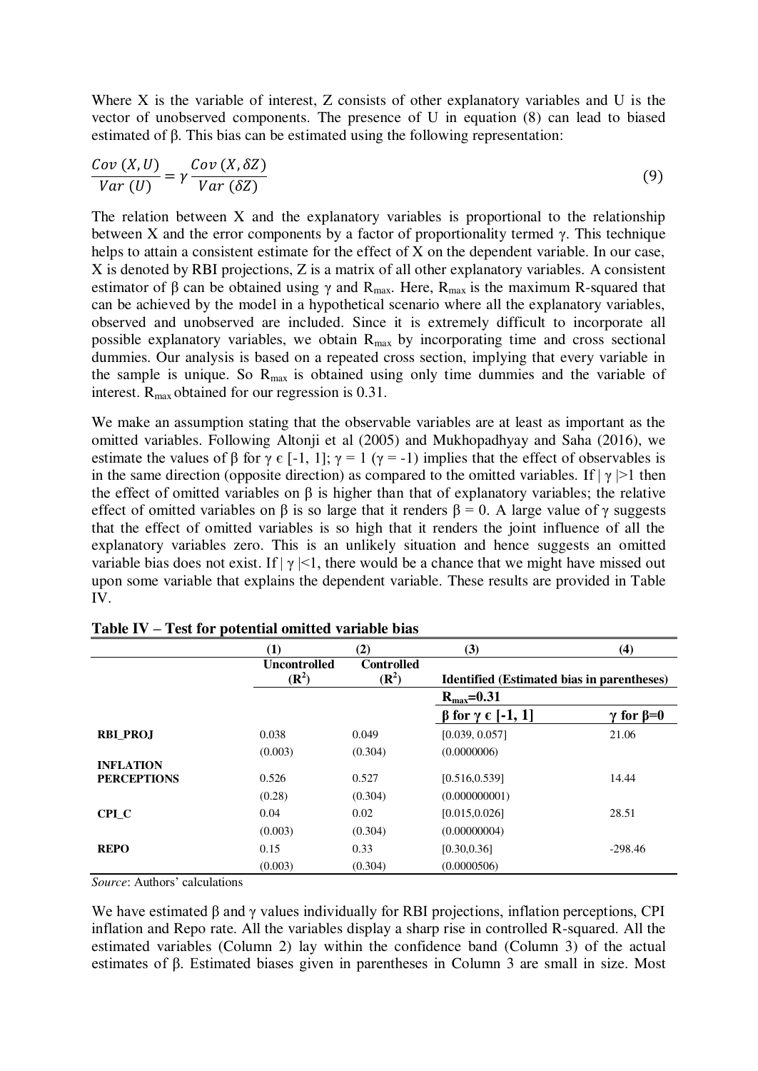Where X is the variable of interest, Z consists of other explanatory variables and U is the vector of unobserved components. The presence of U in equation (8) can lead to biased estimated of β. This bias can be estimated using the following representation:

$$\frac{Cov\ (X, U)}{Var\ (U)} = \gamma \frac{Cov\ (X, \delta Z)}{Var\ (\delta Z)} \tag{9}$$

The relation between X and the explanatory variables is proportional to the relationship between X and the error components by a factor of proportionality termed γ. This technique helps to attain a consistent estimate for the effect of X on the dependent variable. In our case, X is denoted by RBI projections, Z is a matrix of all other explanatory variables. A consistent estimator of β can be obtained using γ and $R_{max}$. Here, $R_{max}$ is the maximum R-squared that can be achieved by the model in a hypothetical scenario where all the explanatory variables, observed and unobserved are included. Since it is extremely difficult to incorporate all possible explanatory variables, we obtain $R_{max}$ by incorporating time and cross sectional dummies. Our analysis is based on a repeated cross section, implying that every variable in the sample is unique. So $R_{max}$ is obtained using only time dummies and the variable of interest. $R_{max}$ obtained for our regression is 0.31.

We make an assumption stating that the observable variables are at least as important as the omitted variables. Following Altonji et al (2005) and Mukhopadhyay and Saha (2016), we estimate the values of β for $\gamma \in [-1, 1]$; $\gamma = 1$ ($\gamma = -1$) implies that the effect of observables is in the same direction (opposite direction) as compared to the omitted variables. If $|\gamma| > 1$ then the effect of omitted variables on β is higher than that of explanatory variables; the relative effect of omitted variables on β is so large that it renders $\beta = 0$. A large value of γ suggests that the effect of omitted variables is so high that it renders the joint influence of all the explanatory variables zero. This is an unlikely situation and hence suggests an omitted variable bias does not exist. If $|\gamma| < 1$, there would be a chance that we might have missed out upon some variable that explains the dependent variable. These results are provided in Table IV.

**Table IV – Test for potential omitted variable bias**

| | (1) | (2) | (3) | (4) |
|---|---|---|---|---|
| | Uncontrolled ($R^2$) | Controlled ($R^2$) | Identified (Estimated bias in parentheses) | |
| | | | $R_{max}$=0.31 | |
| | | | β for $\gamma \in [-1, 1]$ | γ for β=0 |
| **RBI_PROJ** | 0.038 | 0.049 | [0.039, 0.057] | 21.06 |
| | (0.003) | (0.304) | (0.0000006) | |
| **INFLATION PERCEPTIONS** | 0.526 | 0.527 | [0.516,0.539] | 14.44 |
| | (0.28) | (0.304) | (0.000000001) | |
| **CPI_C** | 0.04 | 0.02 | [0.015,0.026] | 28.51 |
| | (0.003) | (0.304) | (0.00000004) | |
| **REPO** | 0.15 | 0.33 | [0.30,0.36] | -298.46 |
| | (0.003) | (0.304) | (0.0000506) | |

*Source*: Authors' calculations

We have estimated β and γ values individually for RBI projections, inflation perceptions, CPI inflation and Repo rate. All the variables display a sharp rise in controlled R-squared. All the estimated variables (Column 2) lay within the confidence band (Column 3) of the actual estimates of β. Estimated biases given in parentheses in Column 3 are small in size. Most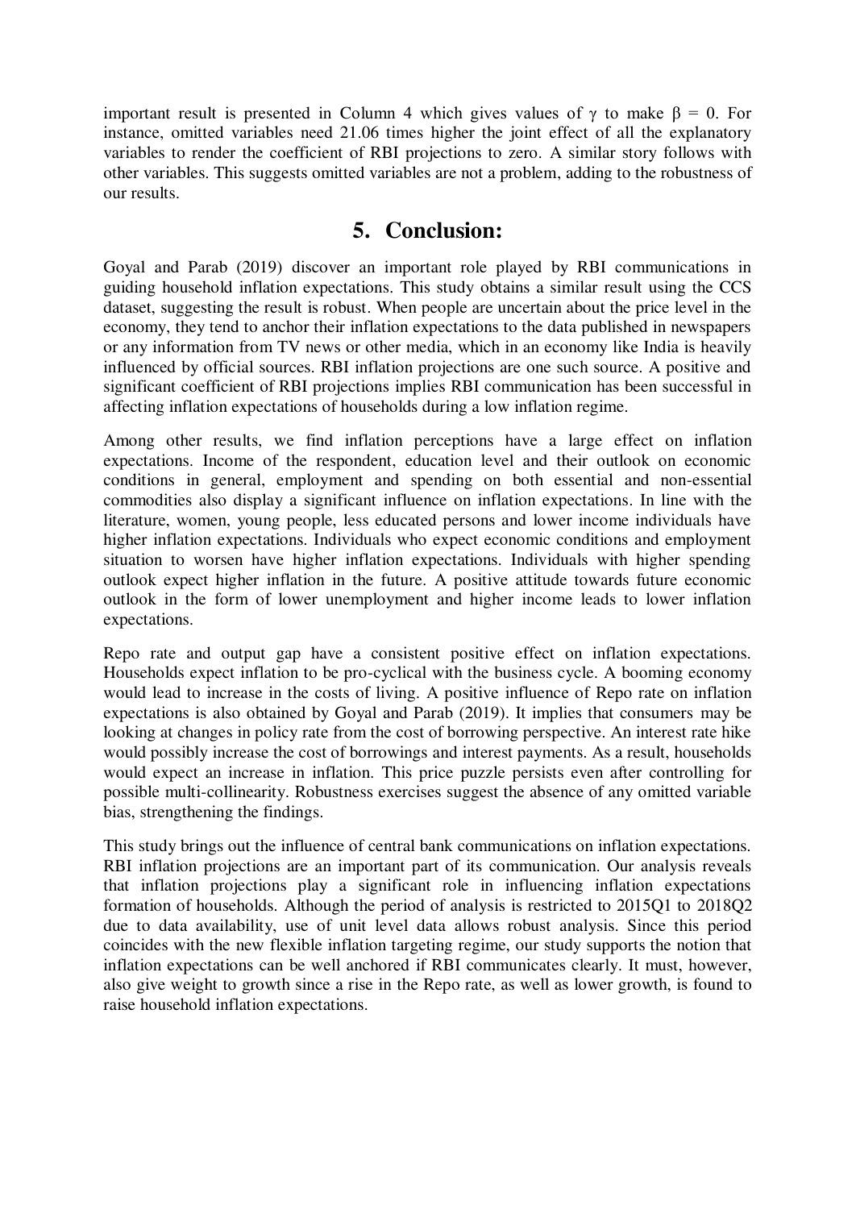important result is presented in Column 4 which gives values of $\gamma$ to make $\beta = 0$. For instance, omitted variables need 21.06 times higher the joint effect of all the explanatory variables to render the coefficient of RBI projections to zero. A similar story follows with other variables. This suggests omitted variables are not a problem, adding to the robustness of our results.

## 5. Conclusion:

Goyal and Parab (2019) discover an important role played by RBI communications in guiding household inflation expectations. This study obtains a similar result using the CCS dataset, suggesting the result is robust. When people are uncertain about the price level in the economy, they tend to anchor their inflation expectations to the data published in newspapers or any information from TV news or other media, which in an economy like India is heavily influenced by official sources. RBI inflation projections are one such source. A positive and significant coefficient of RBI projections implies RBI communication has been successful in affecting inflation expectations of households during a low inflation regime.

Among other results, we find inflation perceptions have a large effect on inflation expectations. Income of the respondent, education level and their outlook on economic conditions in general, employment and spending on both essential and non-essential commodities also display a significant influence on inflation expectations. In line with the literature, women, young people, less educated persons and lower income individuals have higher inflation expectations. Individuals who expect economic conditions and employment situation to worsen have higher inflation expectations. Individuals with higher spending outlook expect higher inflation in the future. A positive attitude towards future economic outlook in the form of lower unemployment and higher income leads to lower inflation expectations.

Repo rate and output gap have a consistent positive effect on inflation expectations. Households expect inflation to be pro-cyclical with the business cycle. A booming economy would lead to increase in the costs of living. A positive influence of Repo rate on inflation expectations is also obtained by Goyal and Parab (2019). It implies that consumers may be looking at changes in policy rate from the cost of borrowing perspective. An interest rate hike would possibly increase the cost of borrowings and interest payments. As a result, households would expect an increase in inflation. This price puzzle persists even after controlling for possible multi-collinearity. Robustness exercises suggest the absence of any omitted variable bias, strengthening the findings.

This study brings out the influence of central bank communications on inflation expectations. RBI inflation projections are an important part of its communication. Our analysis reveals that inflation projections play a significant role in influencing inflation expectations formation of households. Although the period of analysis is restricted to 2015Q1 to 2018Q2 due to data availability, use of unit level data allows robust analysis. Since this period coincides with the new flexible inflation targeting regime, our study supports the notion that inflation expectations can be well anchored if RBI communicates clearly. It must, however, also give weight to growth since a rise in the Repo rate, as well as lower growth, is found to raise household inflation expectations.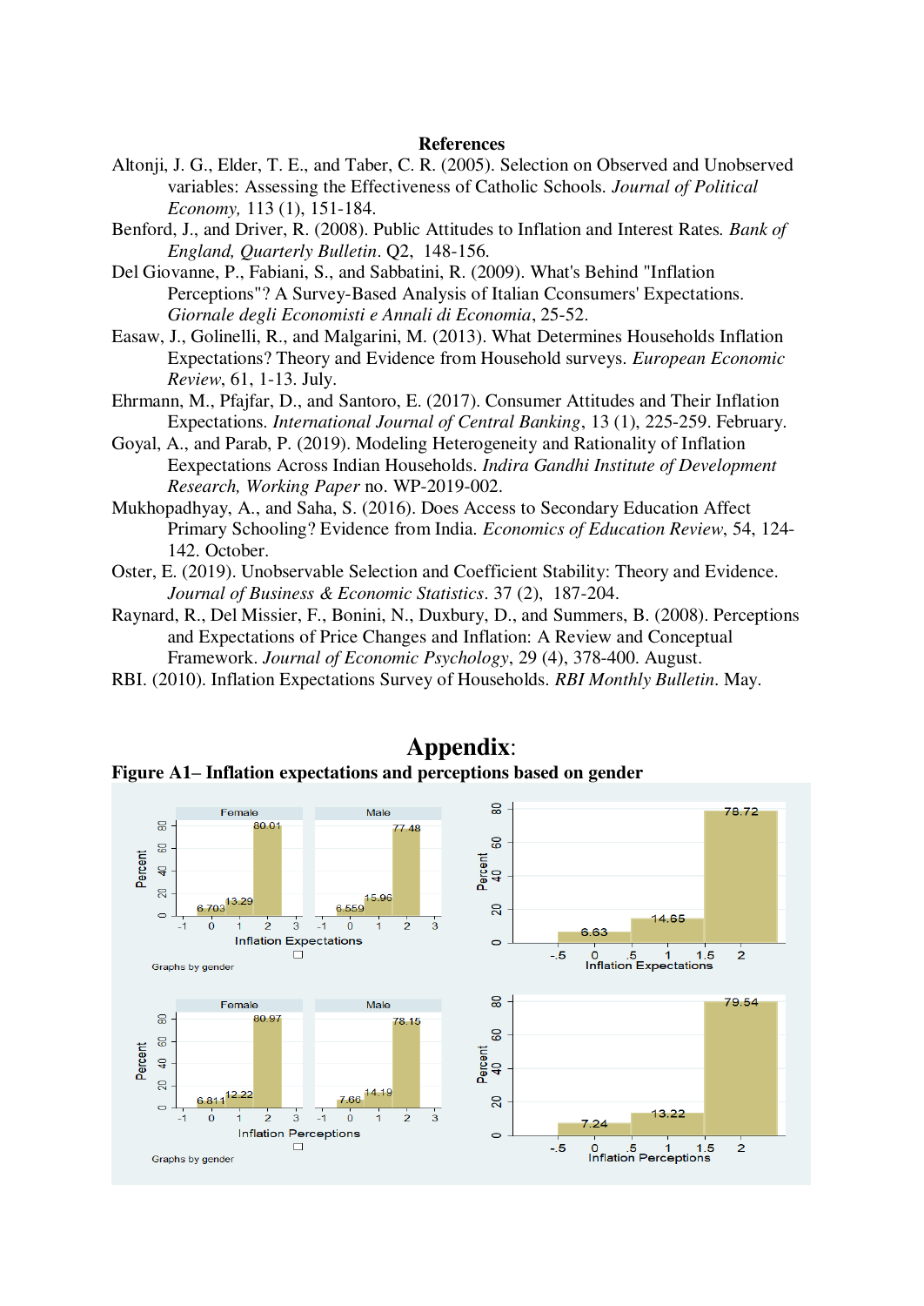## References

Altonji, J. G., Elder, T. E., and Taber, C. R. (2005). Selection on Observed and Unobserved variables: Assessing the Effectiveness of Catholic Schools. *Journal of Political Economy,* 113 (1), 151-184.

Benford, J., and Driver, R. (2008). Public Attitudes to Inflation and Interest Rates. *Bank of England, Quarterly Bulletin*. Q2, 148-156.

Del Giovanne, P., Fabiani, S., and Sabbatini, R. (2009). What's Behind "Inflation Perceptions"? A Survey-Based Analysis of Italian Cconsumers' Expectations. *Giornale degli Economisti e Annali di Economia*, 25-52.

Easaw, J., Golinelli, R., and Malgarini, M. (2013). What Determines Households Inflation Expectations? Theory and Evidence from Household surveys. *European Economic Review*, 61, 1-13. July.

Ehrmann, M., Pfajfar, D., and Santoro, E. (2017). Consumer Attitudes and Their Inflation Expectations. *International Journal of Central Banking*, 13 (1), 225-259. February.

Goyal, A., and Parab, P. (2019). Modeling Heterogeneity and Rationality of Inflation Eexpectations Across Indian Households. *Indira Gandhi Institute of Development Research, Working Paper* no. WP-2019-002.

Mukhopadhyay, A., and Saha, S. (2016). Does Access to Secondary Education Affect Primary Schooling? Evidence from India. *Economics of Education Review*, 54, 124-142. October.

Oster, E. (2019). Unobservable Selection and Coefficient Stability: Theory and Evidence. *Journal of Business & Economic Statistics*. 37 (2), 187-204.

Raynard, R., Del Missier, F., Bonini, N., Duxbury, D., and Summers, B. (2008). Perceptions and Expectations of Price Changes and Inflation: A Review and Conceptual Framework. *Journal of Economic Psychology*, 29 (4), 378-400. August.

RBI. (2010). Inflation Expectations Survey of Households. *RBI Monthly Bulletin*. May.

# Appendix:

**Figure A1– Inflation expectations and perceptions based on gender**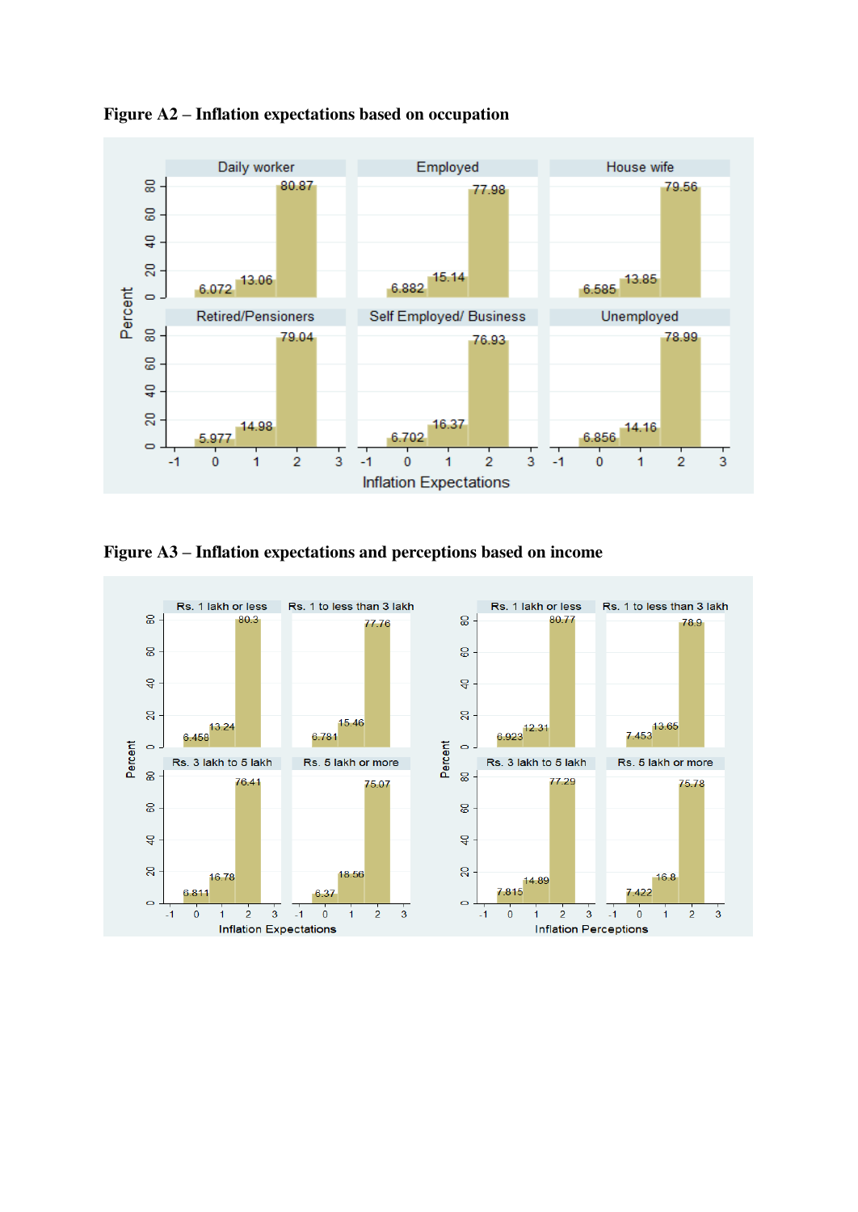**Figure A2 – Inflation expectations based on occupation**

**Figure A3 – Inflation expectations and perceptions based on income**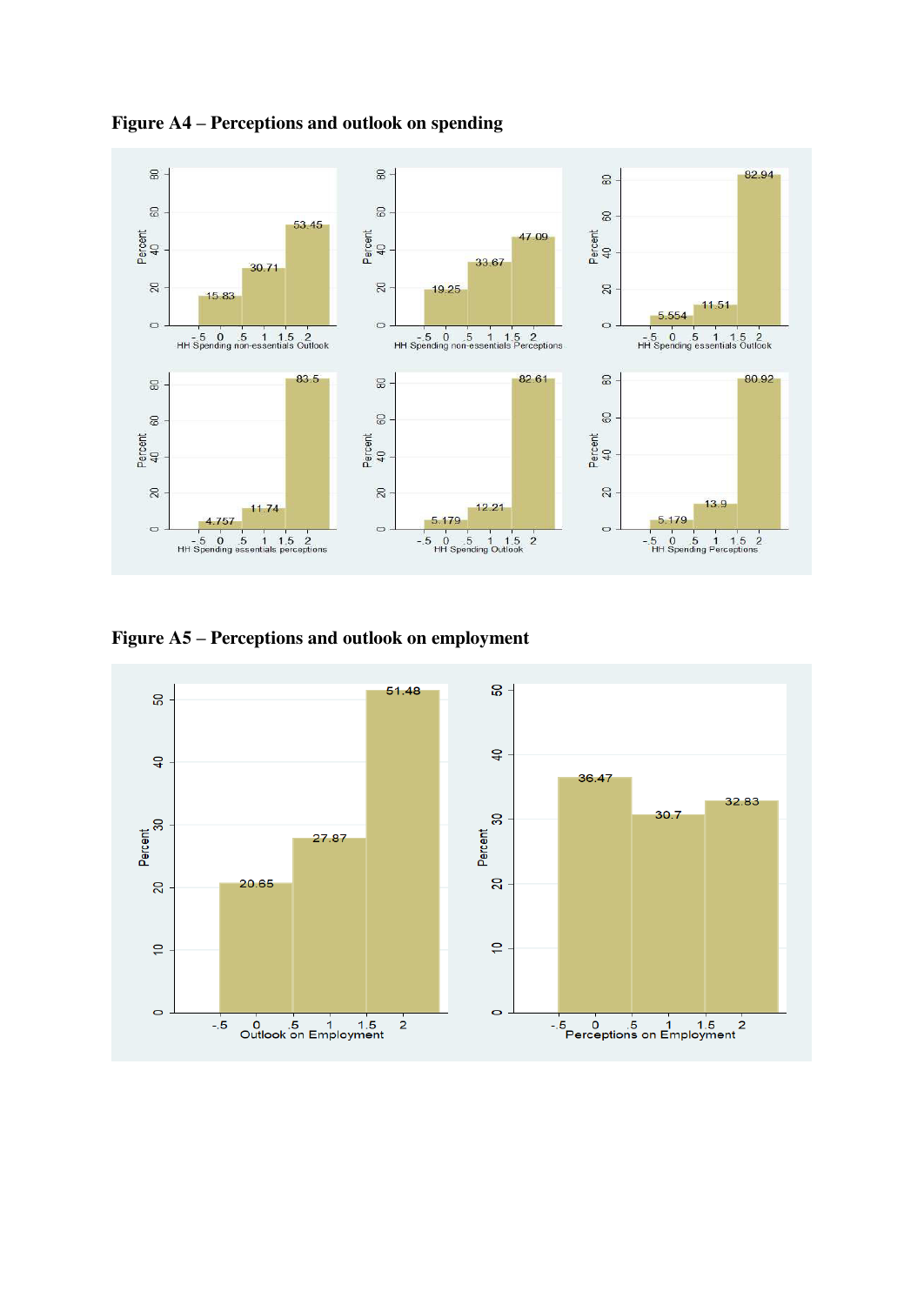**Figure A4 – Perceptions and outlook on spending**

**Figure A5 – Perceptions and outlook on employment**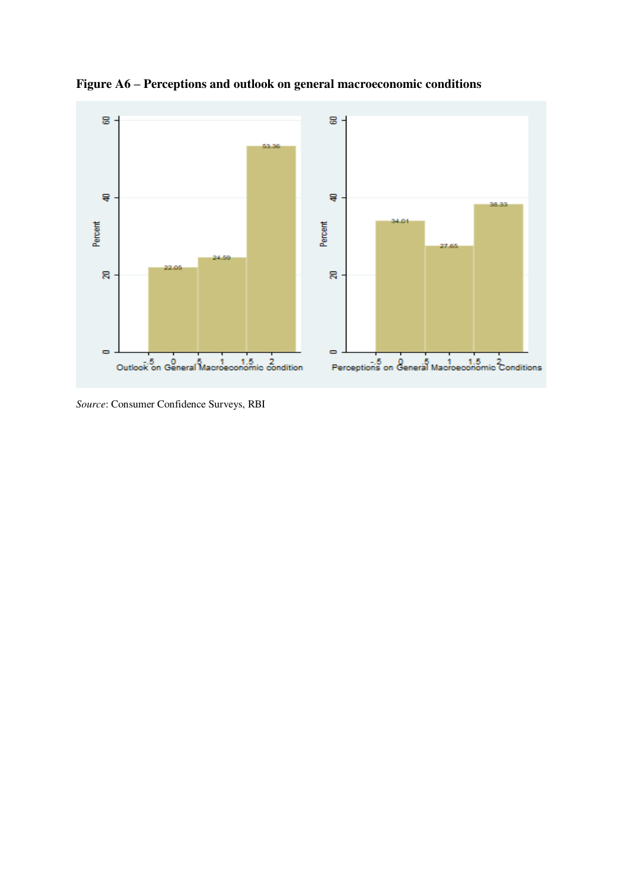**Figure A6 – Perceptions and outlook on general macroeconomic conditions**

*Source*: Consumer Confidence Surveys, RBI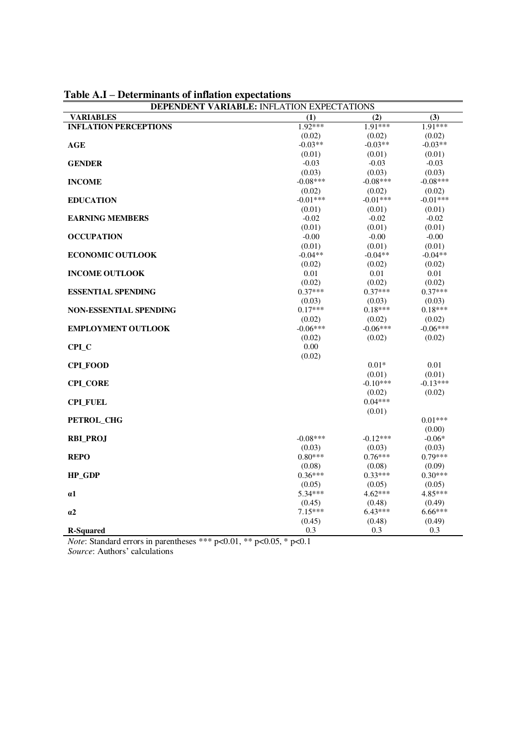**Table A.I – Determinants of inflation expectations**

| **DEPENDENT VARIABLE:** INFLATION EXPECTATIONS | | | |
|---|---|---|---|
| **VARIABLES** | **(1)** | **(2)** | **(3)** |
| **INFLATION PERCEPTIONS** | 1.92*** | 1.91*** | 1.91*** |
| | (0.02) | (0.02) | (0.02) |
| **AGE** | -0.03** | -0.03** | -0.03** |
| | (0.01) | (0.01) | (0.01) |
| **GENDER** | -0.03 | -0.03 | -0.03 |
| | (0.03) | (0.03) | (0.03) |
| **INCOME** | -0.08*** | -0.08*** | -0.08*** |
| | (0.02) | (0.02) | (0.02) |
| **EDUCATION** | -0.01*** | -0.01*** | -0.01*** |
| | (0.01) | (0.01) | (0.01) |
| **EARNING MEMBERS** | -0.02 | -0.02 | -0.02 |
| | (0.01) | (0.01) | (0.01) |
| **OCCUPATION** | -0.00 | -0.00 | -0.00 |
| | (0.01) | (0.01) | (0.01) |
| **ECONOMIC OUTLOOK** | -0.04** | -0.04** | -0.04** |
| | (0.02) | (0.02) | (0.02) |
| **INCOME OUTLOOK** | 0.01 | 0.01 | 0.01 |
| | (0.02) | (0.02) | (0.02) |
| **ESSENTIAL SPENDING** | 0.37*** | 0.37*** | 0.37*** |
| | (0.03) | (0.03) | (0.03) |
| **NON-ESSENTIAL SPENDING** | 0.17*** | 0.18*** | 0.18*** |
| | (0.02) | (0.02) | (0.02) |
| **EMPLOYMENT OUTLOOK** | -0.06*** | -0.06*** | -0.06*** |
| | (0.02) | (0.02) | (0.02) |
| **CPI_C** | 0.00 | | |
| | (0.02) | | |
| **CPI_FOOD** | | 0.01* | 0.01 |
| | | (0.01) | (0.01) |
| **CPI_CORE** | | -0.10*** | -0.13*** |
| | | (0.02) | (0.02) |
| **CPI_FUEL** | | 0.04*** | |
| | | (0.01) | |
| **PETROL_CHG** | | | 0.01*** |
| | | | (0.00) |
| **RBI_PROJ** | -0.08*** | -0.12*** | -0.06* |
| | (0.03) | (0.03) | (0.03) |
| **REPO** | 0.80*** | 0.76*** | 0.79*** |
| | (0.08) | (0.08) | (0.09) |
| **HP_GDP** | 0.36*** | 0.33*** | 0.30*** |
| | (0.05) | (0.05) | (0.05) |
| **α1** | 5.34*** | 4.62*** | 4.85*** |
| | (0.45) | (0.48) | (0.49) |
| **α2** | 7.15*** | 6.43*** | 6.66*** |
| | (0.45) | (0.48) | (0.49) |
| **R-Squared** | 0.3 | 0.3 | 0.3 |

*Note*: Standard errors in parentheses *** p<0.01, ** p<0.05, * p<0.1

*Source*: Authors' calculations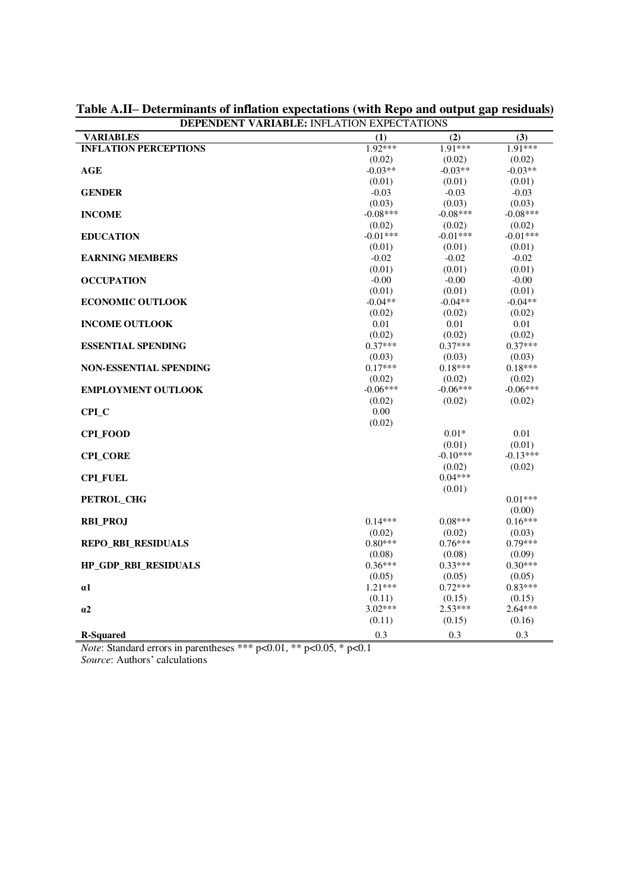**Table A.II– Determinants of inflation expectations (with Repo and output gap residuals)**

| **DEPENDENT VARIABLE:** INFLATION EXPECTATIONS | | | |
|---|---|---|---|
| **VARIABLES** | **(1)** | **(2)** | **(3)** |
| **INFLATION PERCEPTIONS** | 1.92*** | 1.91*** | 1.91*** |
| | (0.02) | (0.02) | (0.02) |
| **AGE** | -0.03** | -0.03** | -0.03** |
| | (0.01) | (0.01) | (0.01) |
| **GENDER** | -0.03 | -0.03 | -0.03 |
| | (0.03) | (0.03) | (0.03) |
| **INCOME** | -0.08*** | -0.08*** | -0.08*** |
| | (0.02) | (0.02) | (0.02) |
| **EDUCATION** | -0.01*** | -0.01*** | -0.01*** |
| | (0.01) | (0.01) | (0.01) |
| **EARNING MEMBERS** | -0.02 | -0.02 | -0.02 |
| | (0.01) | (0.01) | (0.01) |
| **OCCUPATION** | -0.00 | -0.00 | -0.00 |
| | (0.01) | (0.01) | (0.01) |
| **ECONOMIC OUTLOOK** | -0.04** | -0.04** | -0.04** |
| | (0.02) | (0.02) | (0.02) |
| **INCOME OUTLOOK** | 0.01 | 0.01 | 0.01 |
| | (0.02) | (0.02) | (0.02) |
| **ESSENTIAL SPENDING** | 0.37*** | 0.37*** | 0.37*** |
| | (0.03) | (0.03) | (0.03) |
| **NON-ESSENTIAL SPENDING** | 0.17*** | 0.18*** | 0.18*** |
| | (0.02) | (0.02) | (0.02) |
| **EMPLOYMENT OUTLOOK** | -0.06*** | -0.06*** | -0.06*** |
| | (0.02) | (0.02) | (0.02) |
| **CPI_C** | 0.00 | | |
| | (0.02) | | |
| **CPI_FOOD** | | 0.01* | 0.01 |
| | | (0.01) | (0.01) |
| **CPI_CORE** | | -0.10*** | -0.13*** |
| | | (0.02) | (0.02) |
| **CPI_FUEL** | | 0.04*** | |
| | | (0.01) | |
| **PETROL_CHG** | | | 0.01*** |
| | | | (0.00) |
| **RBI_PROJ** | 0.14*** | 0.08*** | 0.16*** |
| | (0.02) | (0.02) | (0.03) |
| **REPO_RBI_RESIDUALS** | 0.80*** | 0.76*** | 0.79*** |
| | (0.08) | (0.08) | (0.09) |
| **HP_GDP_RBI_RESIDUALS** | 0.36*** | 0.33*** | 0.30*** |
| | (0.05) | (0.05) | (0.05) |
| **α1** | 1.21*** | 0.72*** | 0.83*** |
| | (0.11) | (0.15) | (0.15) |
| **α2** | 3.02*** | 2.53*** | 2.64*** |
| | (0.11) | (0.15) | (0.16) |
| **R-Squared** | 0.3 | 0.3 | 0.3 |

*Note*: Standard errors in parentheses *** p<0.01, ** p<0.05, * p<0.1

*Source*: Authors' calculations